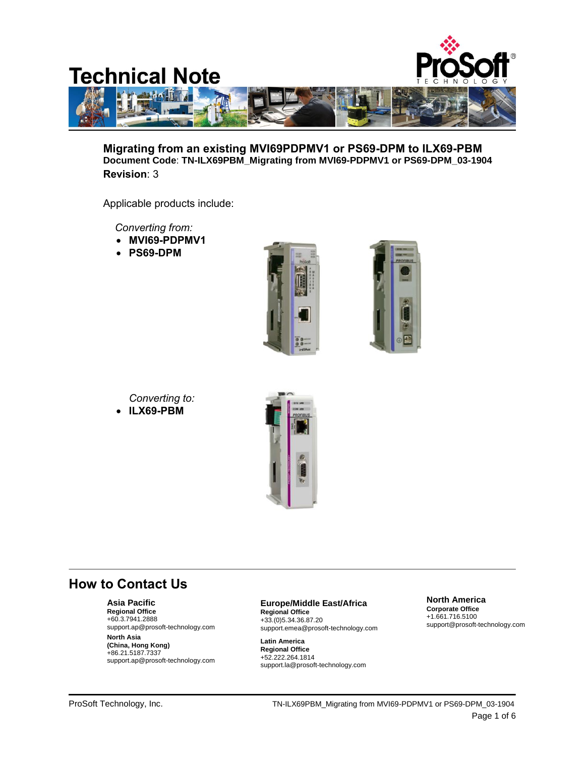# Technical Note

## Migrating from an existing MVI69PDPMV1 or PS69-DPM to ILX69-PBM

**Document Code**: **TN-ILX69PBM_Migrating from MVI69-PDPMV1 or PS69-DPM_03-1904**

**Revision**: 3

Applicable products include:

*Converting from:*

- **MVI69-PDPMV1**
- **PS69-DPM**

*Converting to:*

- **ILX69-PBM**

## How to Contact Us

**Asia Pacific**
**Regional Office**
+60.3.7941.2888
support.ap@prosoft-technology.com

**North Asia**
**(China, Hong Kong)**
+86.21.5187.7337
support.ap@prosoft-technology.com

**Europe/Middle East/Africa**
**Regional Office**
+33.(0)5.34.36.87.20
support.emea@prosoft-technology.com

**Latin America**
**Regional Office**
+52.222.264.1814
support.la@prosoft-technology.com

**North America**
**Corporate Office**
+1.661.716.5100
support@prosoft-technology.com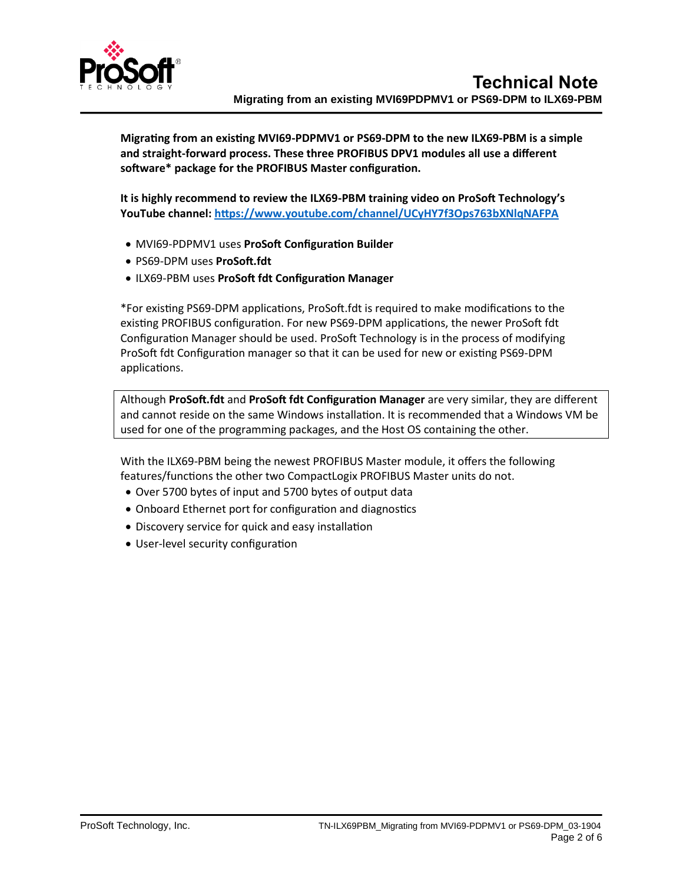**Migrating from an existing MVI69-PDPMV1 or PS69-DPM to the new ILX69-PBM is a simple and straight-forward process. These three PROFIBUS DPV1 modules all use a different software* package for the PROFIBUS Master configuration.**

**It is highly recommend to review the ILX69-PBM training video on ProSoft Technology's YouTube channel: [https://www.youtube.com/channel/UCyHY7f3Ops763bXNlqNAFPA](https://www.youtube.com/channel/UCyHY7f3Ops763bXNlqNAFPA)**

- MVI69-PDPMV1 uses **ProSoft Configuration Builder**
- PS69-DPM uses **ProSoft.fdt**
- ILX69-PBM uses **ProSoft fdt Configuration Manager**

*For existing PS69-DPM applications, ProSoft.fdt is required to make modifications to the existing PROFIBUS configuration. For new PS69-DPM applications, the newer ProSoft fdt Configuration Manager should be used. ProSoft Technology is in the process of modifying ProSoft fdt Configuration manager so that it can be used for new or existing PS69-DPM applications.

> Although **ProSoft.fdt** and **ProSoft fdt Configuration Manager** are very similar, they are different and cannot reside on the same Windows installation. It is recommended that a Windows VM be used for one of the programming packages, and the Host OS containing the other.

With the ILX69-PBM being the newest PROFIBUS Master module, it offers the following features/functions the other two CompactLogix PROFIBUS Master units do not.

- Over 5700 bytes of input and 5700 bytes of output data
- Onboard Ethernet port for configuration and diagnostics
- Discovery service for quick and easy installation
- User-level security configuration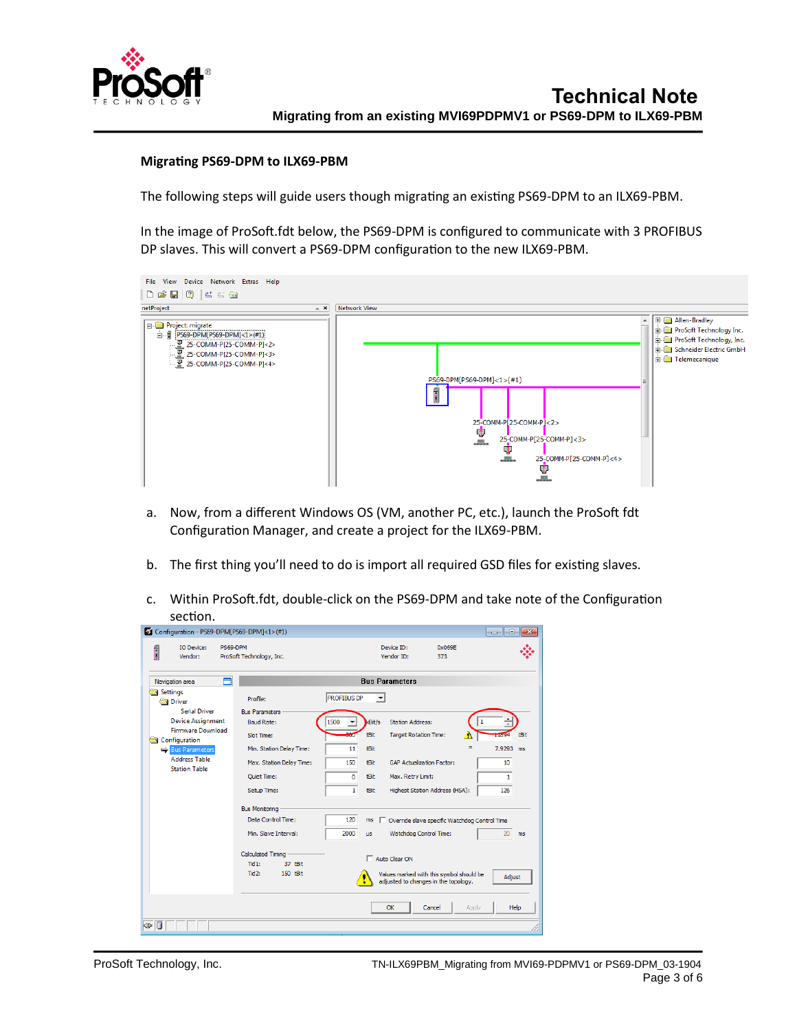## Migrating PS69-DPM to ILX69-PBM

The following steps will guide users though migrating an existing PS69-DPM to an ILX69-PBM.

In the image of ProSoft.fdt below, the PS69-DPM is configured to communicate with 3 PROFIBUS DP slaves. This will convert a PS69-DPM configuration to the new ILX69-PBM.

a. Now, from a different Windows OS (VM, another PC, etc.), launch the ProSoft fdt Configuration Manager, and create a project for the ILX69-PBM.

b. The first thing you'll need to do is import all required GSD files for existing slaves.

c. Within ProSoft.fdt, double-click on the PS69-DPM and take note of the Configuration section.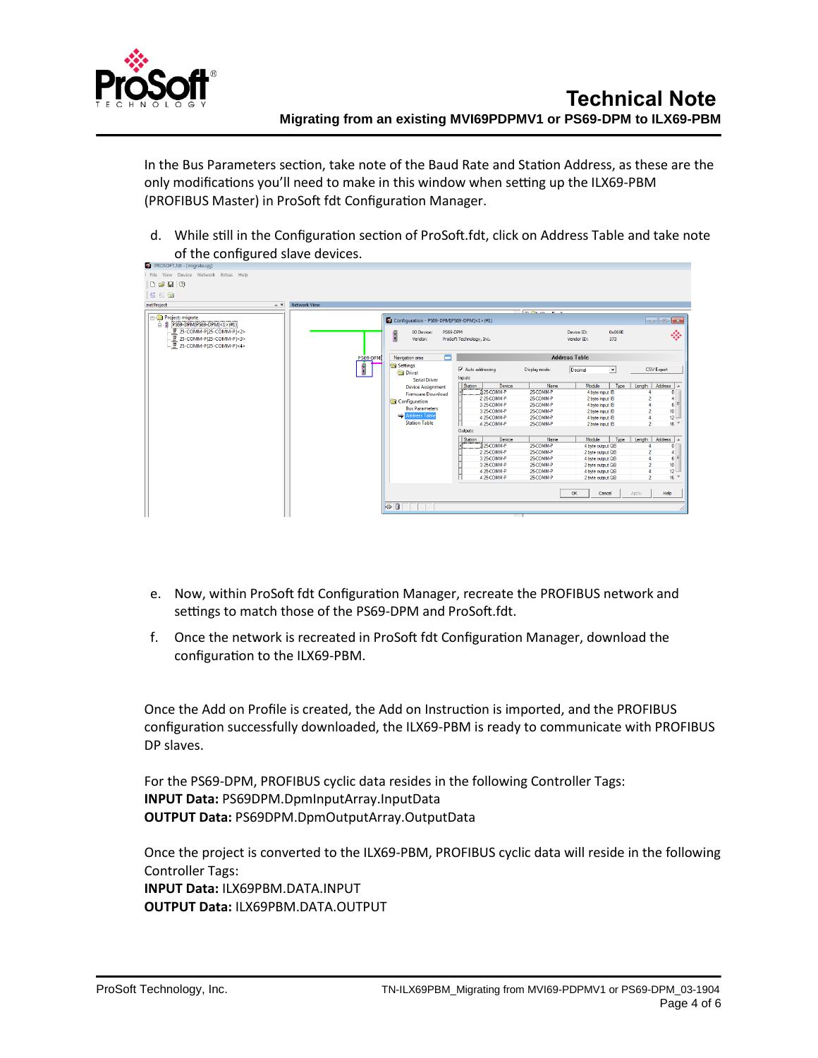In the Bus Parameters section, take note of the Baud Rate and Station Address, as these are the only modifications you'll need to make in this window when setting up the ILX69-PBM (PROFIBUS Master) in ProSoft fdt Configuration Manager.

d. While still in the Configuration section of ProSoft.fdt, click on Address Table and take note of the configured slave devices.

e. Now, within ProSoft fdt Configuration Manager, recreate the PROFIBUS network and settings to match those of the PS69-DPM and ProSoft.fdt.

f. Once the network is recreated in ProSoft fdt Configuration Manager, download the configuration to the ILX69-PBM.

Once the Add on Profile is created, the Add on Instruction is imported, and the PROFIBUS configuration successfully downloaded, the ILX69-PBM is ready to communicate with PROFIBUS DP slaves.

For the PS69-DPM, PROFIBUS cyclic data resides in the following Controller Tags:
**INPUT Data:** PS69DPM.DpmInputArray.InputData
**OUTPUT Data:** PS69DPM.DpmOutputArray.OutputData

Once the project is converted to the ILX69-PBM, PROFIBUS cyclic data will reside in the following Controller Tags:
**INPUT Data:** ILX69PBM.DATA.INPUT
**OUTPUT Data:** ILX69PBM.DATA.OUTPUT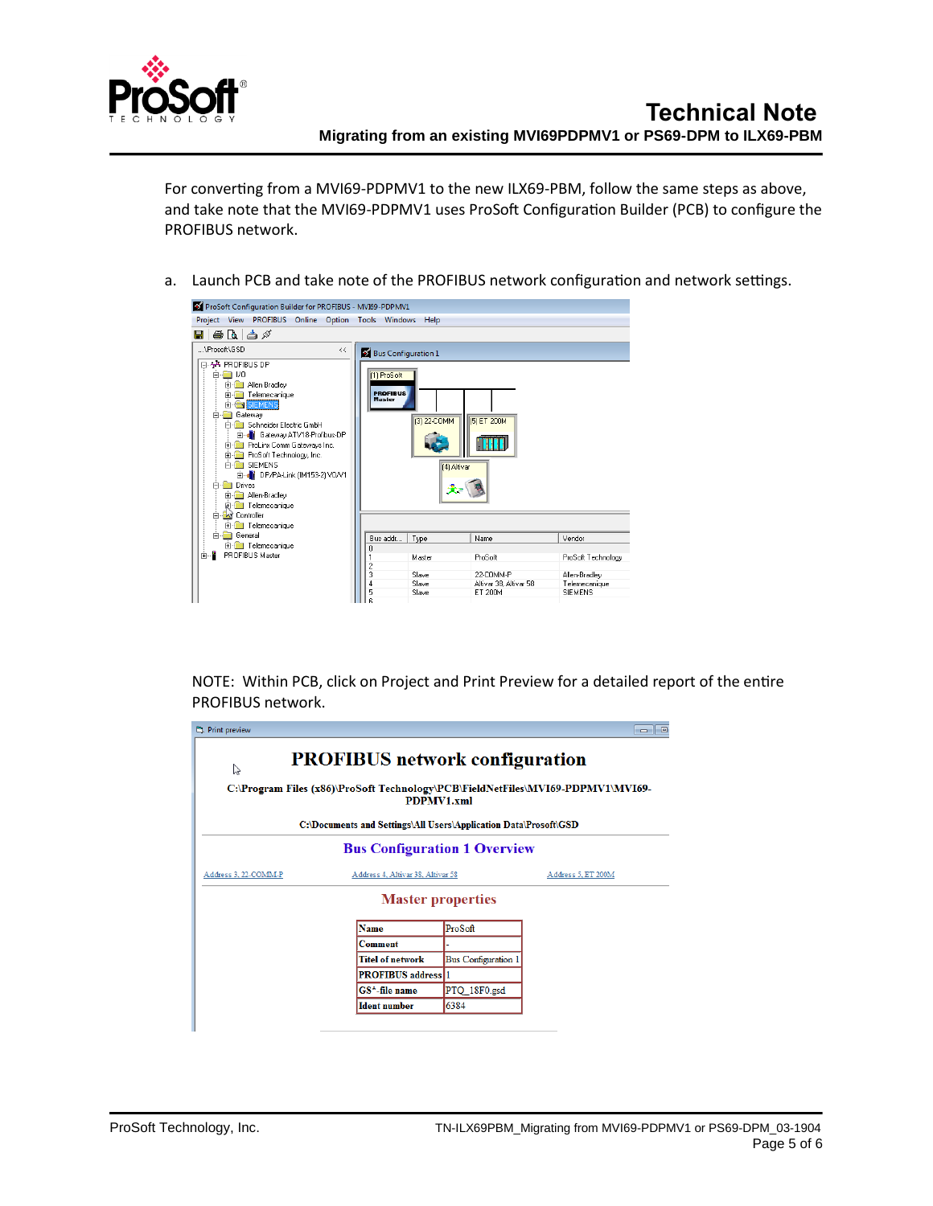For converting from a MVI69-PDPMV1 to the new ILX69-PBM, follow the same steps as above, and take note that the MVI69-PDPMV1 uses ProSoft Configuration Builder (PCB) to configure the PROFIBUS network.

a. Launch PCB and take note of the PROFIBUS network configuration and network settings.

NOTE: Within PCB, click on Project and Print Preview for a detailed report of the entire PROFIBUS network.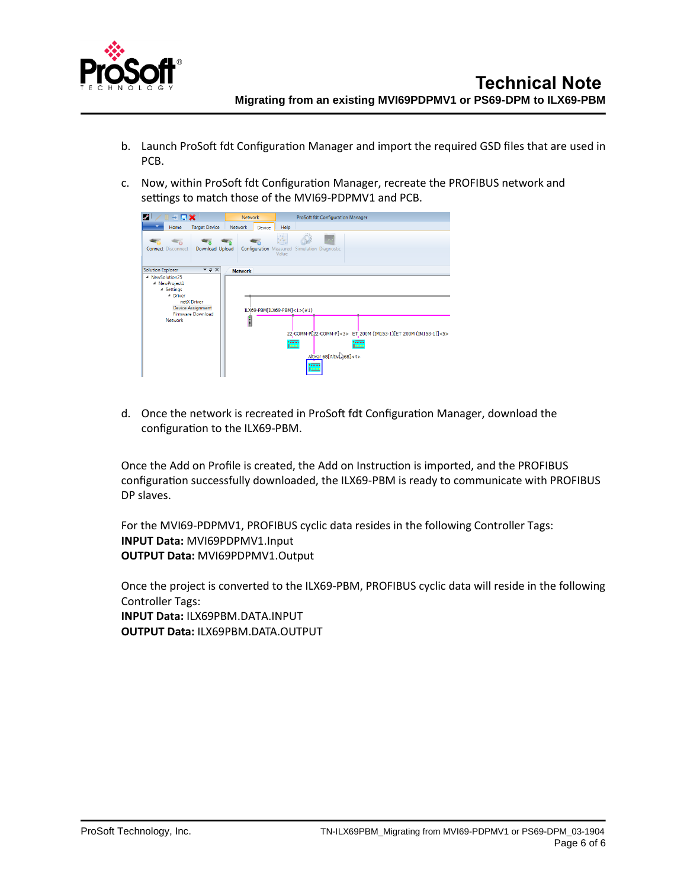b. Launch ProSoft fdt Configuration Manager and import the required GSD files that are used in PCB.

c. Now, within ProSoft fdt Configuration Manager, recreate the PROFIBUS network and settings to match those of the MVI69-PDPMV1 and PCB.

d. Once the network is recreated in ProSoft fdt Configuration Manager, download the configuration to the ILX69-PBM.

Once the Add on Profile is created, the Add on Instruction is imported, and the PROFIBUS configuration successfully downloaded, the ILX69-PBM is ready to communicate with PROFIBUS DP slaves.

For the MVI69-PDPMV1, PROFIBUS cyclic data resides in the following Controller Tags:
**INPUT Data:** MVI69PDPMV1.Input
**OUTPUT Data:** MVI69PDPMV1.Output

Once the project is converted to the ILX69-PBM, PROFIBUS cyclic data will reside in the following Controller Tags:
**INPUT Data:** ILX69PBM.DATA.INPUT
**OUTPUT Data:** ILX69PBM.DATA.OUTPUT